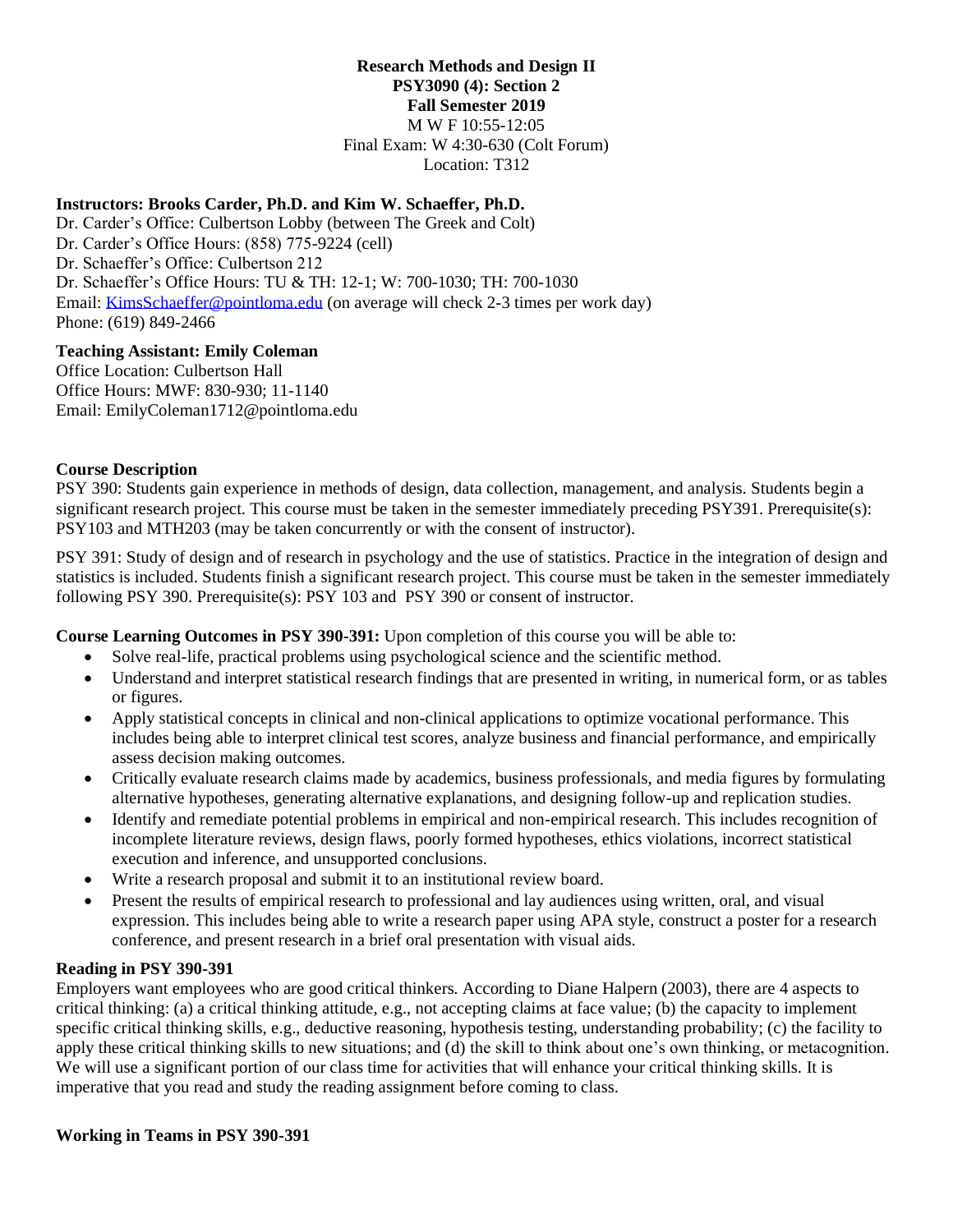**Research Methods and Design II**
**PSY3090 (4): Section 2**
**Fall Semester 2019**
M W F 10:55-12:05
Final Exam: W 4:30-630 (Colt Forum)
Location: T312

**Instructors: Brooks Carder, Ph.D. and Kim W. Schaeffer, Ph.D.**
Dr. Carder's Office: Culbertson Lobby (between The Greek and Colt)
Dr. Carder's Office Hours: (858) 775-9224 (cell)
Dr. Schaeffer's Office: Culbertson 212
Dr. Schaeffer's Office Hours: TU & TH: 12-1; W: 700-1030; TH: 700-1030
Email: KimsSchaeffer@pointloma.edu (on average will check 2-3 times per work day)
Phone: (619) 849-2466

**Teaching Assistant: Emily Coleman**
Office Location: Culbertson Hall
Office Hours: MWF: 830-930; 11-1140
Email: EmilyColeman1712@pointloma.edu

**Course Description**
PSY 390: Students gain experience in methods of design, data collection, management, and analysis. Students begin a significant research project. This course must be taken in the semester immediately preceding PSY391. Prerequisite(s): PSY103 and MTH203 (may be taken concurrently or with the consent of instructor).

PSY 391: Study of design and of research in psychology and the use of statistics. Practice in the integration of design and statistics is included. Students finish a significant research project. This course must be taken in the semester immediately following PSY 390. Prerequisite(s): PSY 103 and PSY 390 or consent of instructor.

**Course Learning Outcomes in PSY 390-391:** Upon completion of this course you will be able to:

- Solve real-life, practical problems using psychological science and the scientific method.
- Understand and interpret statistical research findings that are presented in writing, in numerical form, or as tables or figures.
- Apply statistical concepts in clinical and non-clinical applications to optimize vocational performance. This includes being able to interpret clinical test scores, analyze business and financial performance, and empirically assess decision making outcomes.
- Critically evaluate research claims made by academics, business professionals, and media figures by formulating alternative hypotheses, generating alternative explanations, and designing follow-up and replication studies.
- Identify and remediate potential problems in empirical and non-empirical research. This includes recognition of incomplete literature reviews, design flaws, poorly formed hypotheses, ethics violations, incorrect statistical execution and inference, and unsupported conclusions.
- Write a research proposal and submit it to an institutional review board.
- Present the results of empirical research to professional and lay audiences using written, oral, and visual expression. This includes being able to write a research paper using APA style, construct a poster for a research conference, and present research in a brief oral presentation with visual aids.

**Reading in PSY 390-391**
Employers want employees who are good critical thinkers. According to Diane Halpern (2003), there are 4 aspects to critical thinking: (a) a critical thinking attitude, e.g., not accepting claims at face value; (b) the capacity to implement specific critical thinking skills, e.g., deductive reasoning, hypothesis testing, understanding probability; (c) the facility to apply these critical thinking skills to new situations; and (d) the skill to think about one's own thinking, or metacognition. We will use a significant portion of our class time for activities that will enhance your critical thinking skills. It is imperative that you read and study the reading assignment before coming to class.

**Working in Teams in PSY 390-391**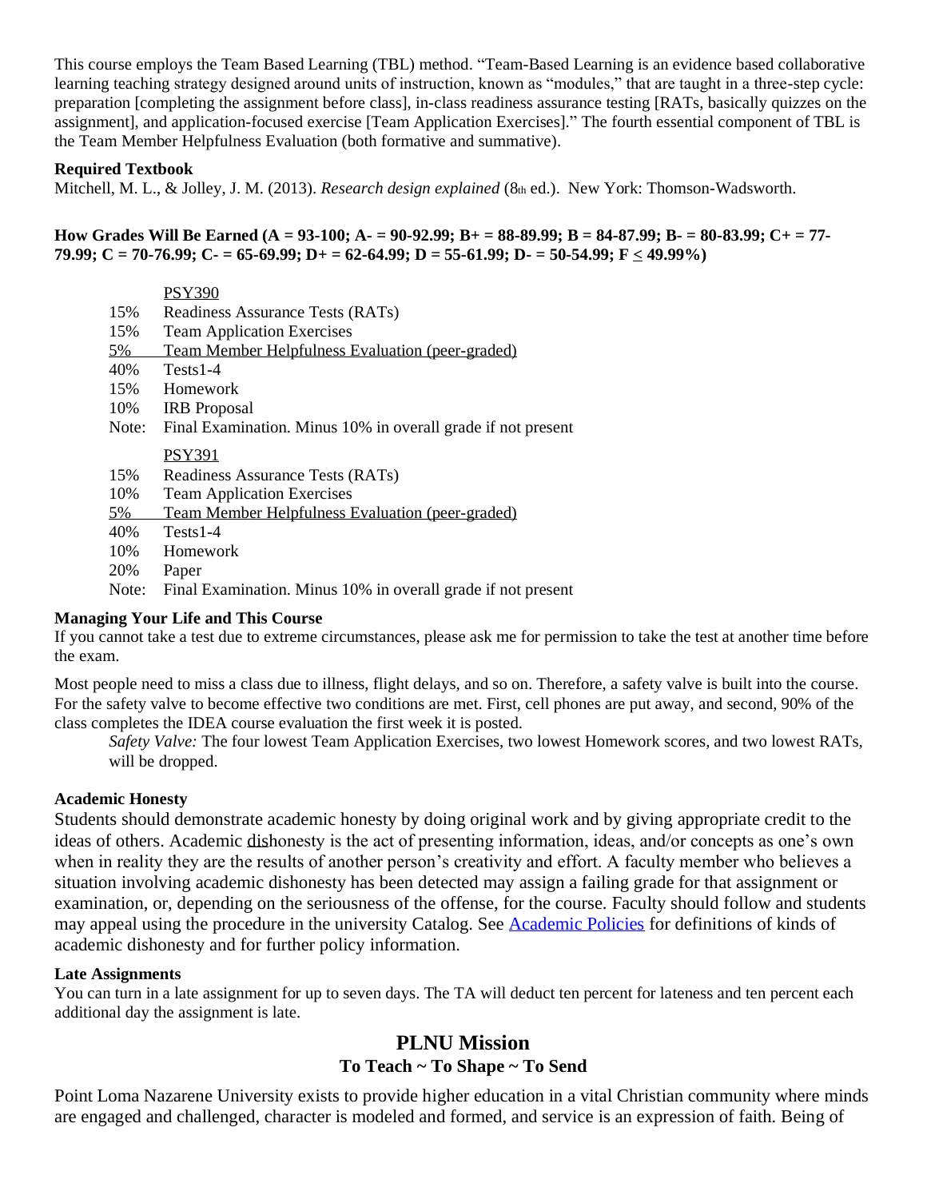This course employs the Team Based Learning (TBL) method. "Team-Based Learning is an evidence based collaborative learning teaching strategy designed around units of instruction, known as "modules," that are taught in a three-step cycle: preparation [completing the assignment before class], in-class readiness assurance testing [RATs, basically quizzes on the assignment], and application-focused exercise [Team Application Exercises]." The fourth essential component of TBL is the Team Member Helpfulness Evaluation (both formative and summative).

**Required Textbook**

Mitchell, M. L., & Jolley, J. M. (2013). *Research design explained* (8th ed.). New York: Thomson-Wadsworth.

**How Grades Will Be Earned (A = 93-100; A- = 90-92.99; B+ = 88-89.99; B = 84-87.99; B- = 80-83.99; C+ = 77-79.99; C = 70-76.99; C- = 65-69.99; D+ = 62-64.99; D = 55-61.99; D- = 50-54.99; F ≤ 49.99%)**

PSY390

| | |
|---|---|
| 15% | Readiness Assurance Tests (RATs) |
| 15% | Team Application Exercises |
| 5% | Team Member Helpfulness Evaluation (peer-graded) |
| 40% | Tests1-4 |
| 15% | Homework |
| 10% | IRB Proposal |
| Note: | Final Examination. Minus 10% in overall grade if not present |

PSY391

| | |
|---|---|
| 15% | Readiness Assurance Tests (RATs) |
| 10% | Team Application Exercises |
| 5% | Team Member Helpfulness Evaluation (peer-graded) |
| 40% | Tests1-4 |
| 10% | Homework |
| 20% | Paper |
| Note: | Final Examination. Minus 10% in overall grade if not present |

**Managing Your Life and This Course**

If you cannot take a test due to extreme circumstances, please ask me for permission to take the test at another time before the exam.

Most people need to miss a class due to illness, flight delays, and so on. Therefore, a safety valve is built into the course. For the safety valve to become effective two conditions are met. First, cell phones are put away, and second, 90% of the class completes the IDEA course evaluation the first week it is posted.

*Safety Valve:* The four lowest Team Application Exercises, two lowest Homework scores, and two lowest RATs, will be dropped.

**Academic Honesty**

Students should demonstrate academic honesty by doing original work and by giving appropriate credit to the ideas of others. Academic dishonesty is the act of presenting information, ideas, and/or concepts as one's own when in reality they are the results of another person's creativity and effort. A faculty member who believes a situation involving academic dishonesty has been detected may assign a failing grade for that assignment or examination, or, depending on the seriousness of the offense, for the course. Faculty should follow and students may appeal using the procedure in the university Catalog. See Academic Policies for definitions of kinds of academic dishonesty and for further policy information.

**Late Assignments**

You can turn in a late assignment for up to seven days. The TA will deduct ten percent for lateness and ten percent each additional day the assignment is late.

## PLNU Mission

### To Teach ~ To Shape ~ To Send

Point Loma Nazarene University exists to provide higher education in a vital Christian community where minds are engaged and challenged, character is modeled and formed, and service is an expression of faith. Being of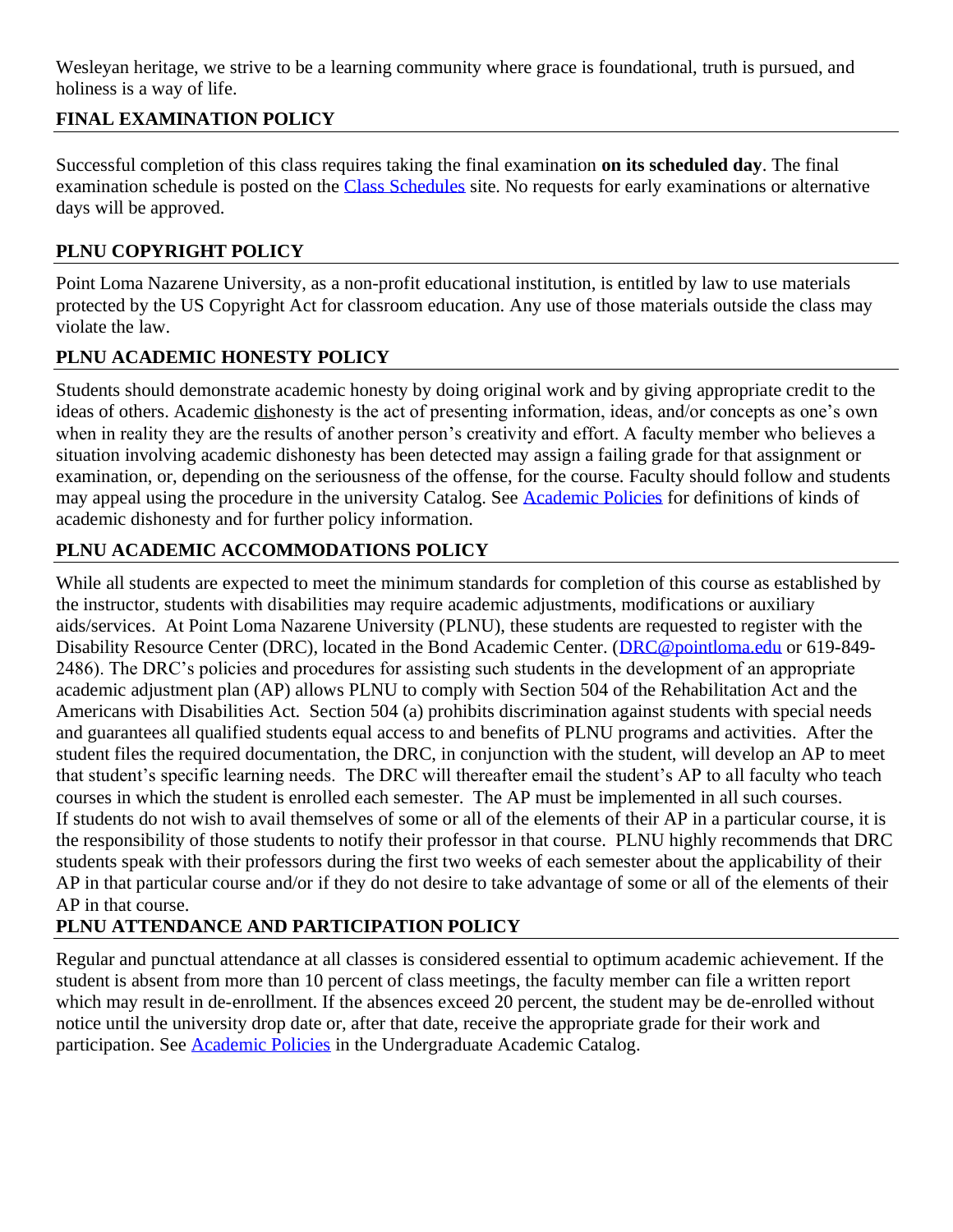Wesleyan heritage, we strive to be a learning community where grace is foundational, truth is pursued, and holiness is a way of life.

## FINAL EXAMINATION POLICY

Successful completion of this class requires taking the final examination **on its scheduled day**. The final examination schedule is posted on the [Class Schedules](#) site. No requests for early examinations or alternative days will be approved.

## PLNU COPYRIGHT POLICY

Point Loma Nazarene University, as a non-profit educational institution, is entitled by law to use materials protected by the US Copyright Act for classroom education. Any use of those materials outside the class may violate the law.

## PLNU ACADEMIC HONESTY POLICY

Students should demonstrate academic honesty by doing original work and by giving appropriate credit to the ideas of others. Academic <u>dis</u>honesty is the act of presenting information, ideas, and/or concepts as one's own when in reality they are the results of another person's creativity and effort. A faculty member who believes a situation involving academic dishonesty has been detected may assign a failing grade for that assignment or examination, or, depending on the seriousness of the offense, for the course. Faculty should follow and students may appeal using the procedure in the university Catalog. See [Academic Policies](#) for definitions of kinds of academic dishonesty and for further policy information.

## PLNU ACADEMIC ACCOMMODATIONS POLICY

While all students are expected to meet the minimum standards for completion of this course as established by the instructor, students with disabilities may require academic adjustments, modifications or auxiliary aids/services. At Point Loma Nazarene University (PLNU), these students are requested to register with the Disability Resource Center (DRC), located in the Bond Academic Center. (DRC@pointloma.edu or 619-849-2486). The DRC's policies and procedures for assisting such students in the development of an appropriate academic adjustment plan (AP) allows PLNU to comply with Section 504 of the Rehabilitation Act and the Americans with Disabilities Act. Section 504 (a) prohibits discrimination against students with special needs and guarantees all qualified students equal access to and benefits of PLNU programs and activities. After the student files the required documentation, the DRC, in conjunction with the student, will develop an AP to meet that student's specific learning needs. The DRC will thereafter email the student's AP to all faculty who teach courses in which the student is enrolled each semester. The AP must be implemented in all such courses. If students do not wish to avail themselves of some or all of the elements of their AP in a particular course, it is the responsibility of those students to notify their professor in that course. PLNU highly recommends that DRC students speak with their professors during the first two weeks of each semester about the applicability of their AP in that particular course and/or if they do not desire to take advantage of some or all of the elements of their AP in that course.

## PLNU ATTENDANCE AND PARTICIPATION POLICY

Regular and punctual attendance at all classes is considered essential to optimum academic achievement. If the student is absent from more than 10 percent of class meetings, the faculty member can file a written report which may result in de-enrollment. If the absences exceed 20 percent, the student may be de-enrolled without notice until the university drop date or, after that date, receive the appropriate grade for their work and participation. See [Academic Policies](#) in the Undergraduate Academic Catalog.